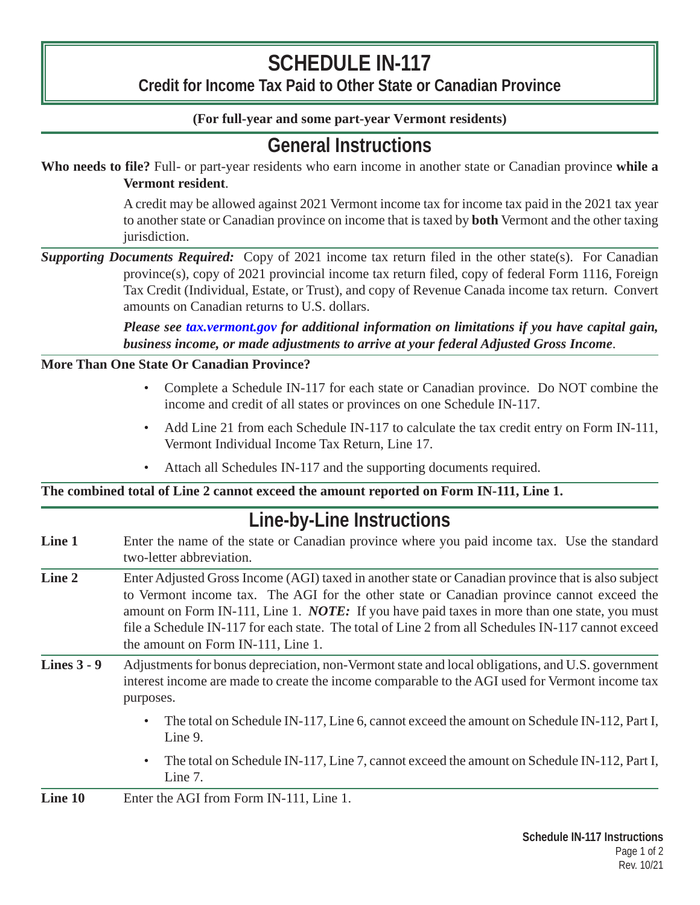# SCHEDULE IN-117

## Credit for Income Tax Paid to Other State or Canadian Province

**(For full-year and some part-year Vermont residents)**

## General Instructions

**Who needs to file?** Full- or part-year residents who earn income in another state or Canadian province **while a Vermont resident**.

A credit may be allowed against 2021 Vermont income tax for income tax paid in the 2021 tax year to another state or Canadian province on income that is taxed by **both** Vermont and the other taxing jurisdiction.

***Supporting Documents Required:*** Copy of 2021 income tax return filed in the other state(s). For Canadian province(s), copy of 2021 provincial income tax return filed, copy of federal Form 1116, Foreign Tax Credit (Individual, Estate, or Trust), and copy of Revenue Canada income tax return. Convert amounts on Canadian returns to U.S. dollars.

***Please see tax.vermont.gov for additional information on limitations if you have capital gain, business income, or made adjustments to arrive at your federal Adjusted Gross Income*.**

**More Than One State Or Canadian Province?**

- Complete a Schedule IN-117 for each state or Canadian province. Do NOT combine the income and credit of all states or provinces on one Schedule IN-117.
- Add Line 21 from each Schedule IN-117 to calculate the tax credit entry on Form IN-111, Vermont Individual Income Tax Return, Line 17.
- Attach all Schedules IN-117 and the supporting documents required.

**The combined total of Line 2 cannot exceed the amount reported on Form IN-111, Line 1.**

## Line-by-Line Instructions

**Line 1** Enter the name of the state or Canadian province where you paid income tax. Use the standard two-letter abbreviation.

**Line 2** Enter Adjusted Gross Income (AGI) taxed in another state or Canadian province that is also subject to Vermont income tax. The AGI for the other state or Canadian province cannot exceed the amount on Form IN-111, Line 1. ***NOTE:*** If you have paid taxes in more than one state, you must file a Schedule IN-117 for each state. The total of Line 2 from all Schedules IN-117 cannot exceed the amount on Form IN-111, Line 1.

**Lines 3 - 9** Adjustments for bonus depreciation, non-Vermont state and local obligations, and U.S. government interest income are made to create the income comparable to the AGI used for Vermont income tax purposes.

- The total on Schedule IN-117, Line 6, cannot exceed the amount on Schedule IN-112, Part I, Line 9.
- The total on Schedule IN-117, Line 7, cannot exceed the amount on Schedule IN-112, Part I, Line 7.

**Line 10** Enter the AGI from Form IN-111, Line 1.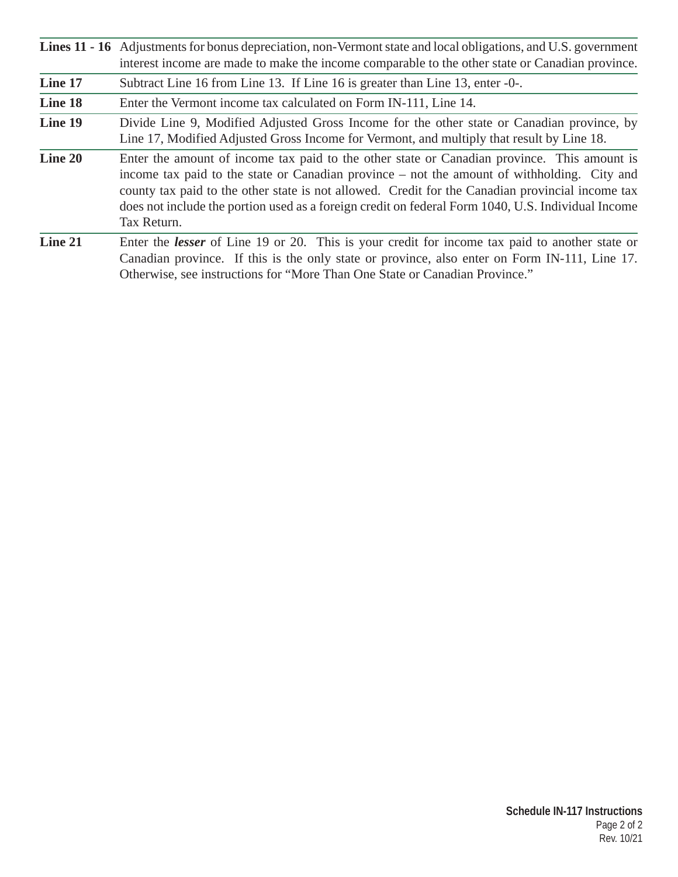| | |
|---|---|
| **Lines 11 - 16** | Adjustments for bonus depreciation, non-Vermont state and local obligations, and U.S. government interest income are made to make the income comparable to the other state or Canadian province. |
| **Line 17** | Subtract Line 16 from Line 13. If Line 16 is greater than Line 13, enter -0-. |
| **Line 18** | Enter the Vermont income tax calculated on Form IN-111, Line 14. |
| **Line 19** | Divide Line 9, Modified Adjusted Gross Income for the other state or Canadian province, by Line 17, Modified Adjusted Gross Income for Vermont, and multiply that result by Line 18. |
| **Line 20** | Enter the amount of income tax paid to the other state or Canadian province. This amount is income tax paid to the state or Canadian province – not the amount of withholding. City and county tax paid to the other state is not allowed. Credit for the Canadian provincial income tax does not include the portion used as a foreign credit on federal Form 1040, U.S. Individual Income Tax Return. |
| **Line 21** | Enter the ***lesser*** of Line 19 or 20. This is your credit for income tax paid to another state or Canadian province. If this is the only state or province, also enter on Form IN-111, Line 17. Otherwise, see instructions for "More Than One State or Canadian Province." |

**Schedule IN-117 Instructions**

Rev. 10/21